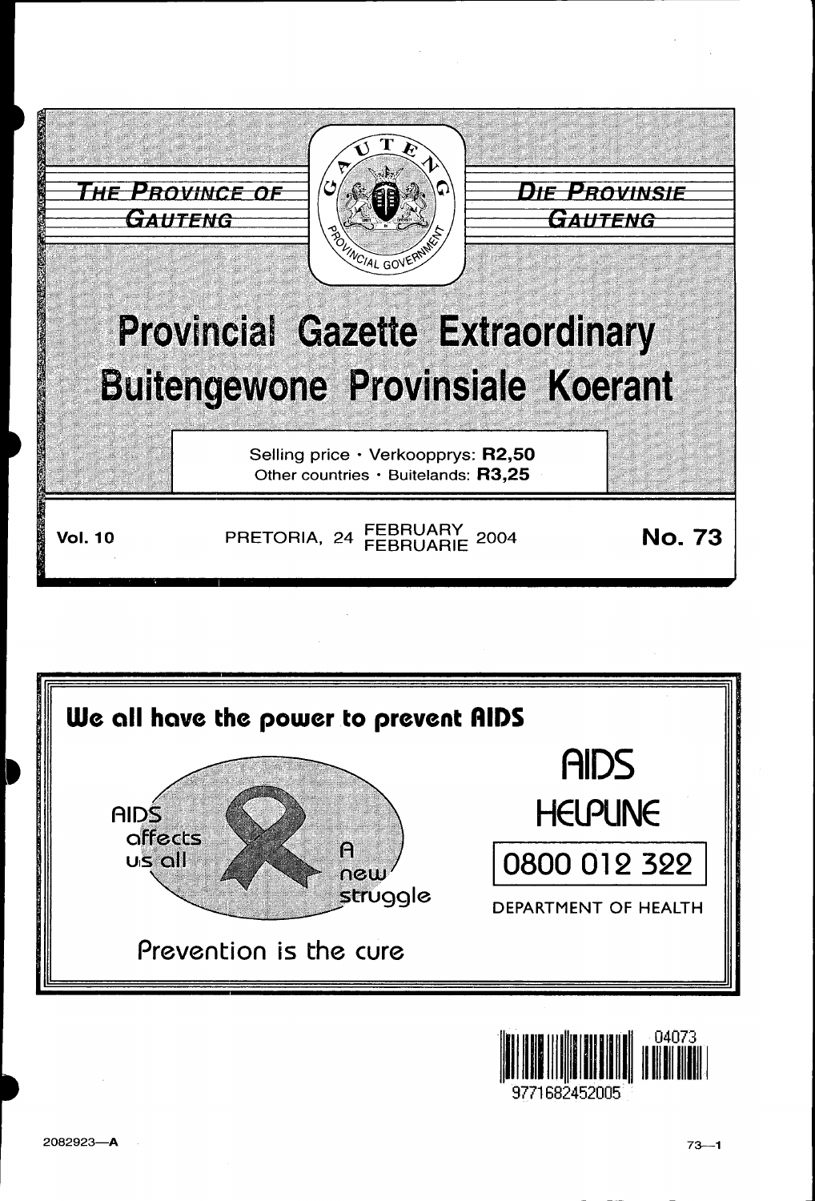THE PROVINCE OF GAUTENG

DIE PROVINSIE GAUTENG

# Provincial Gazette Extraordinary
# Buitengewone Provinsiale Koerant

Selling price · Verkoopprys: **R2,50**
Other countries · Buitelands: **R3,25**

**Vol. 10** PRETORIA, 24 FEBRUARY FEBRUARIE 2004 **No. 73**

**We all have the power to prevent AIDS**

AIDS affects us all

A new struggle

Prevention is the cure

AIDS HELPLINE

0800 012 322

DEPARTMENT OF HEALTH

2082923—A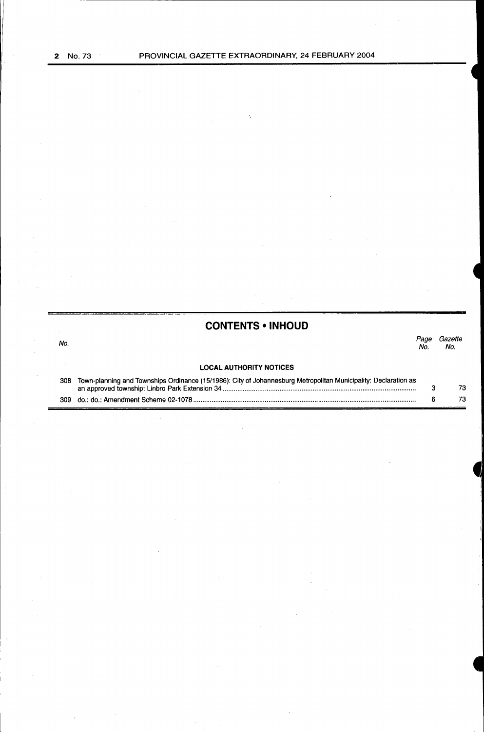## CONTENTS • INHOUD

| No. | | Page No. | Gazette No. |
|---|---|---|---|
| | **LOCAL AUTHORITY NOTICES** | | |
| 308 | Town-planning and Townships Ordinance (15/1986): City of Johannesburg Metropolitan Municipality: Declaration as an approved township: Linbro Park Extension 34 | 3 | 73 |
| 309 | do.: do.: Amendment Scheme 02-1078 | 6 | 73 |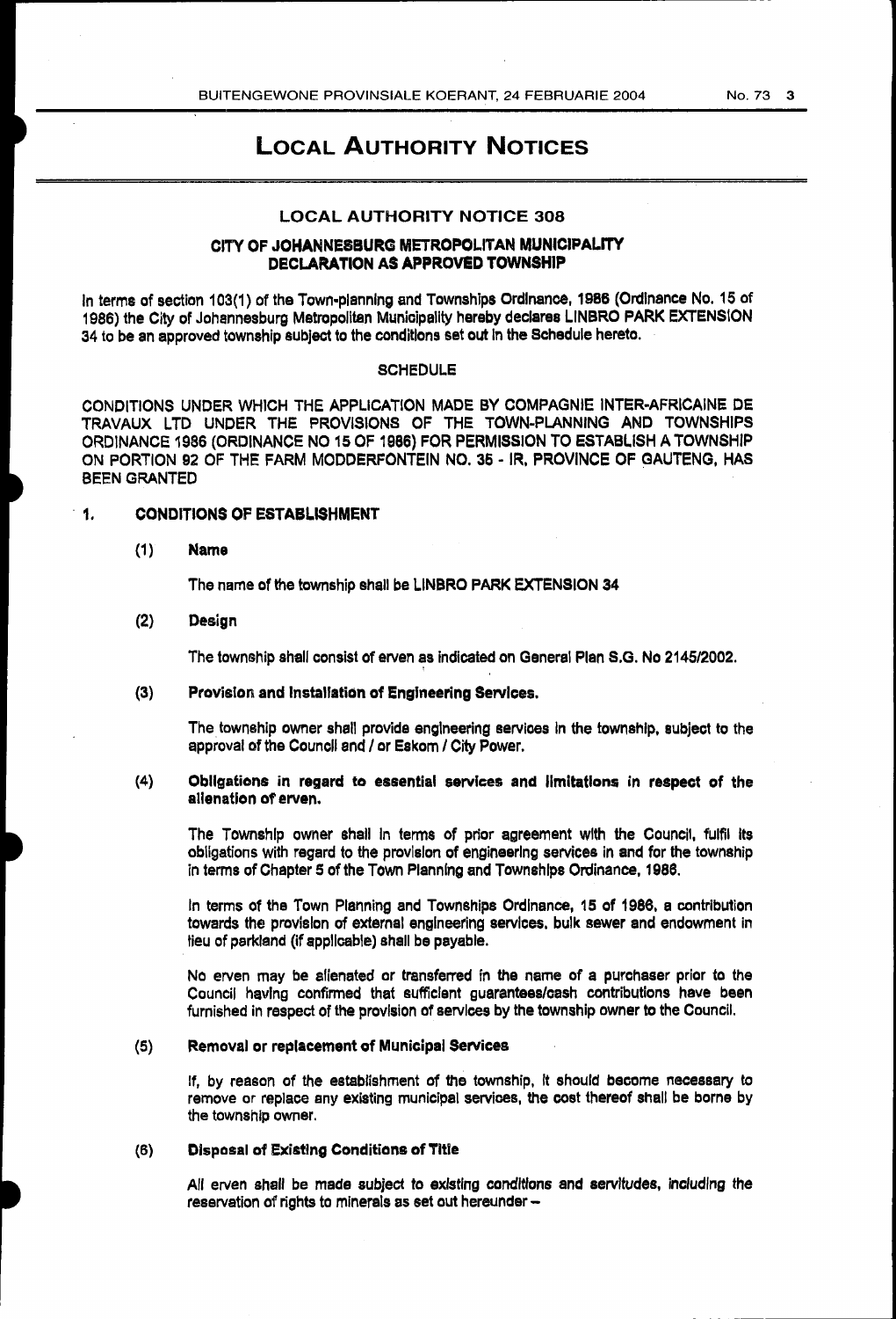# LOCAL AUTHORITY NOTICES

## LOCAL AUTHORITY NOTICE 308

### CITY OF JOHANNESBURG METROPOLITAN MUNICIPALITY DECLARATION AS APPROVED TOWNSHIP

In terms of section 103(1) of the Town-planning and Townships Ordinance, 1986 (Ordinance No. 15 of 1986) the City of Johannesburg Metropolitan Municipality hereby declares LINBRO PARK EXTENSION 34 to be an approved township subject to the conditions set out in the Schedule hereto.

#### SCHEDULE

CONDITIONS UNDER WHICH THE APPLICATION MADE BY COMPAGNIE INTER-AFRICAINE DE TRAVAUX LTD UNDER THE PROVISIONS OF THE TOWN-PLANNING AND TOWNSHIPS ORDINANCE 1986 (ORDINANCE NO 15 OF 1986) FOR PERMISSION TO ESTABLISH A TOWNSHIP ON PORTION 92 OF THE FARM MODDERFONTEIN NO. 35 - IR, PROVINCE OF GAUTENG, HAS BEEN GRANTED

**1. CONDITIONS OF ESTABLISHMENT**

**(1) Name**

The name of the township shall be LINBRO PARK EXTENSION 34

**(2) Design**

The township shall consist of erven as indicated on General Plan S.G. No 2145/2002.

**(3) Provision and Installation of Engineering Services.**

The township owner shall provide engineering services in the township, subject to the approval of the Council and / or Eskom / City Power.

**(4) Obligations in regard to essential services and limitations in respect of the alienation of erven.**

The Township owner shall in terms of prior agreement with the Council, fulfil its obligations with regard to the provision of engineering services in and for the township in terms of Chapter 5 of the Town Planning and Townships Ordinance, 1986.

In terms of the Town Planning and Townships Ordinance, 15 of 1986, a contribution towards the provision of external engineering services, bulk sewer and endowment in lieu of parkland (if applicable) shall be payable.

No erven may be alienated or transferred in the name of a purchaser prior to the Council having confirmed that sufficient guarantees/cash contributions have been furnished in respect of the provision of services by the township owner to the Council.

**(5) Removal or replacement of Municipal Services**

If, by reason of the establishment of the township, it should become necessary to remove or replace any existing municipal services, the cost thereof shall be borne by the township owner.

**(6) Disposal of Existing Conditions of Title**

All erven shall be made subject to existing conditions and servitudes, including the reservation of rights to minerals as set out hereunder –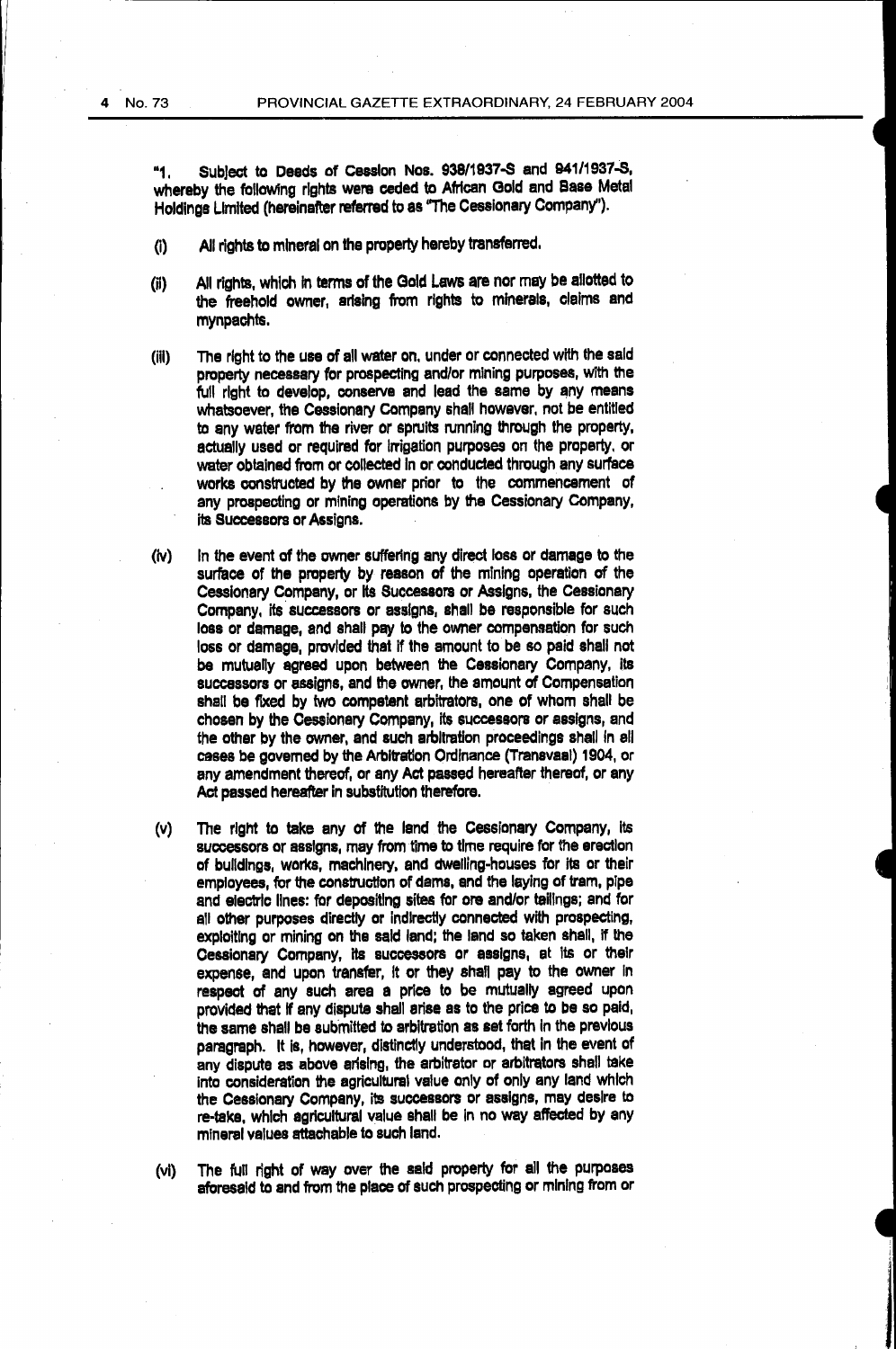"1. Subject to Deeds of Cession Nos. 938/1937-S and 941/1937-S, whereby the following rights were ceded to African Gold and Base Metal Holdings Limited (hereinafter referred to as "The Cessionary Company").

(i) All rights to mineral on the property hereby transferred.

(ii) All rights, which in terms of the Gold Laws are nor may be allotted to the freehold owner, arising from rights to minerals, claims and mynpachts.

(iii) The right to the use of all water on, under or connected with the said property necessary for prospecting and/or mining purposes, with the full right to develop, conserve and lead the same by any means whatsoever, the Cessionary Company shall however, not be entitled to any water from the river or spruits running through the property, actually used or required for irrigation purposes on the property, or water obtained from or collected in or conducted through any surface works constructed by the owner prior to the commencement of any prospecting or mining operations by the Cessionary Company, its Successors or Assigns.

(iv) In the event of the owner suffering any direct loss or damage to the surface of the property by reason of the mining operation of the Cessionary Company, or its Successors or Assigns, the Cessionary Company, its successors or assigns, shall be responsible for such loss or damage, and shall pay to the owner compensation for such loss or damage, provided that if the amount to be so paid shall not be mutually agreed upon between the Cessionary Company, its successors or assigns, and the owner, the amount of Compensation shall be fixed by two competent arbitrators, one of whom shall be chosen by the Cessionary Company, its successors or assigns, and the other by the owner, and such arbitration proceedings shall in all cases be governed by the Arbitration Ordinance (Transvaal) 1904, or any amendment thereof, or any Act passed hereafter thereof, or any Act passed hereafter in substitution therefore.

(v) The right to take any of the land the Cessionary Company, its successors or assigns, may from time to time require for the erection of buildings, works, machinery, and dwelling-houses for its or their employees, for the construction of dams, and the laying of tram, pipe and electric lines: for depositing sites for ore and/or tailings; and for all other purposes directly or indirectly connected with prospecting, exploiting or mining on the said land; the land so taken shall, if the Cessionary Company, its successors or assigns, at its or their expense, and upon transfer, it or they shall pay to the owner in respect of any such area a price to be mutually agreed upon provided that if any dispute shall arise as to the price to be so paid, the same shall be submitted to arbitration as set forth in the previous paragraph. It is, however, distinctly understood, that in the event of any dispute as above arising, the arbitrator or arbitrators shall take into consideration the agricultural value only of only any land which the Cessionary Company, its successors or assigns, may desire to re-take, which agricultural value shall be in no way affected by any mineral values attachable to such land.

(vi) The full right of way over the said property for all the purposes aforesaid to and from the place of such prospecting or mining from or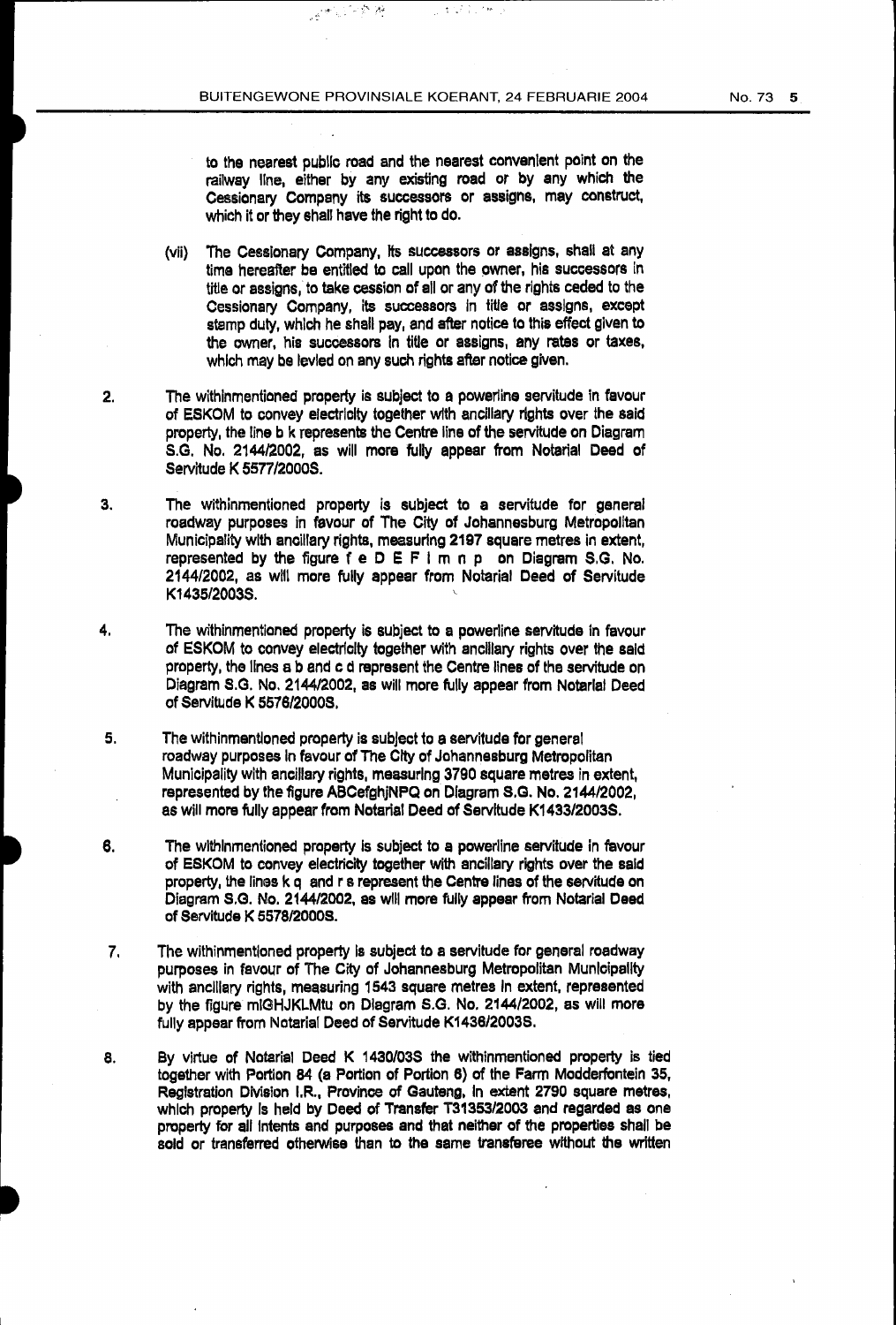to the nearest public road and the nearest convenient point on the railway line, either by any existing road or by any which the Cessionary Company its successors or assigns, may construct, which it or they shall have the right to do.

(vii) The Cessionary Company, its successors or assigns, shall at any time hereafter be entitled to call upon the owner, his successors in title or assigns, to take cession of all or any of the rights ceded to the Cessionary Company, its successors in title or assigns, except stamp duty, which he shall pay, and after notice to this effect given to the owner, his successors in title or assigns, any rates or taxes, which may be levied on any such rights after notice given.

2. The withinmentioned property is subject to a powerline servitude in favour of ESKOM to convey electricity together with ancillary rights over the said property, the line b k represents the Centre line of the servitude on Diagram S.G. No. 2144/2002, as will more fully appear from Notarial Deed of Servitude K 5577/2000S.

3. The withinmentioned property is subject to a servitude for general roadway purposes in favour of The City of Johannesburg Metropolitan Municipality with ancillary rights, measuring 2197 square metres in extent, represented by the figure f e D E F l m n p on Diagram S.G. No. 2144/2002, as will more fully appear from Notarial Deed of Servitude K1435/2003S.

4. The withinmentioned property is subject to a powerline servitude in favour of ESKOM to convey electricity together with ancillary rights over the said property, the lines a b and c d represent the Centre lines of the servitude on Diagram S.G. No. 2144/2002, as will more fully appear from Notarial Deed of Servitude K 5576/2000S.

5. The withinmentioned property is subject to a servitude for general roadway purposes in favour of The City of Johannesburg Metropolitan Municipality with ancillary rights, measuring 3790 square metres in extent, represented by the figure ABCefghjNPQ on Diagram S.G. No. 2144/2002, as will more fully appear from Notarial Deed of Servitude K1433/2003S.

6. The withinmentioned property is subject to a powerline servitude in favour of ESKOM to convey electricity together with ancillary rights over the said property, the lines k q and r s represent the Centre lines of the servitude on Diagram S.G. No. 2144/2002, as will more fully appear from Notarial Deed of Servitude K 5578/2000S.

7. The withinmentioned property is subject to a servitude for general roadway purposes in favour of The City of Johannesburg Metropolitan Municipality with ancillary rights, measuring 1543 square metres in extent, represented by the figure mlGHJKLMtu on Diagram S.G. No. 2144/2002, as will more fully appear from Notarial Deed of Servitude K1436/2003S.

8. By virtue of Notarial Deed K 1430/03S the withinmentioned property is tied together with Portion 84 (a Portion of Portion 6) of the Farm Modderfontein 35, Registration Division I.R., Province of Gauteng, in extent 2790 square metres, which property is held by Deed of Transfer T31353/2003 and regarded as one property for all intents and purposes and that neither of the properties shall be sold or transferred otherwise than to the same transferee without the written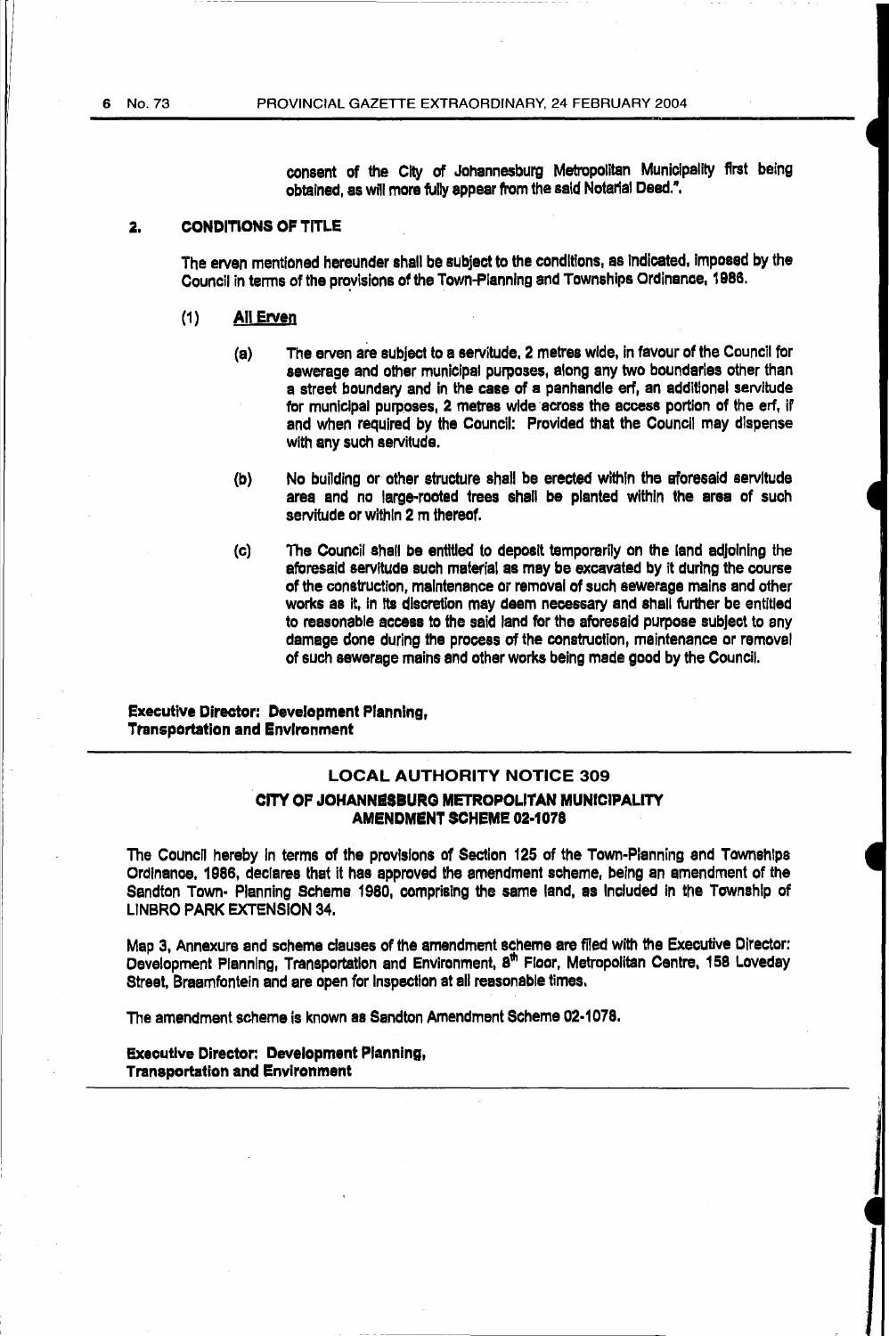consent of the City of Johannesburg Metropolitan Municipality first being obtained, as will more fully appear from the said Notarial Deed.".

**2. CONDITIONS OF TITLE**

The erven mentioned hereunder shall be subject to the conditions, as indicated, imposed by the Council in terms of the provisions of the Town-Planning and Townships Ordinance, 1986.

(1) **All Erven**

(a) The erven are subject to a servitude, 2 metres wide, in favour of the Council for sewerage and other municipal purposes, along any two boundaries other than a street boundary and in the case of a panhandle erf, an additional servitude for municipal purposes, 2 metres wide across the access portion of the erf, if and when required by the Council: Provided that the Council may dispense with any such servitude.

(b) No building or other structure shall be erected within the aforesaid servitude area and no large-rooted trees shall be planted within the area of such servitude or within 2 m thereof.

(c) The Council shall be entitled to deposit temporarily on the land adjoining the aforesaid servitude such material as may be excavated by it during the course of the construction, maintenance or removal of such sewerage mains and other works as it, in its discretion may deem necessary and shall further be entitled to reasonable access to the said land for the aforesaid purpose subject to any damage done during the process of the construction, maintenance or removal of such sewerage mains and other works being made good by the Council.

**Executive Director: Development Planning, Transportation and Environment**

## LOCAL AUTHORITY NOTICE 309

### CITY OF JOHANNESBURG METROPOLITAN MUNICIPALITY AMENDMENT SCHEME 02-1078

The Council hereby in terms of the provisions of Section 125 of the Town-Planning and Townships Ordinance, 1986, declares that it has approved the amendment scheme, being an amendment of the Sandton Town- Planning Scheme 1980, comprising the same land, as included in the Township of LINBRO PARK EXTENSION 34.

Map 3, Annexure and scheme clauses of the amendment scheme are filed with the Executive Director: Development Planning, Transportation and Environment, 8th Floor, Metropolitan Centre, 158 Loveday Street, Braamfontein and are open for inspection at all reasonable times.

The amendment scheme is known as Sandton Amendment Scheme 02-1078.

**Executive Director: Development Planning, Transportation and Environment**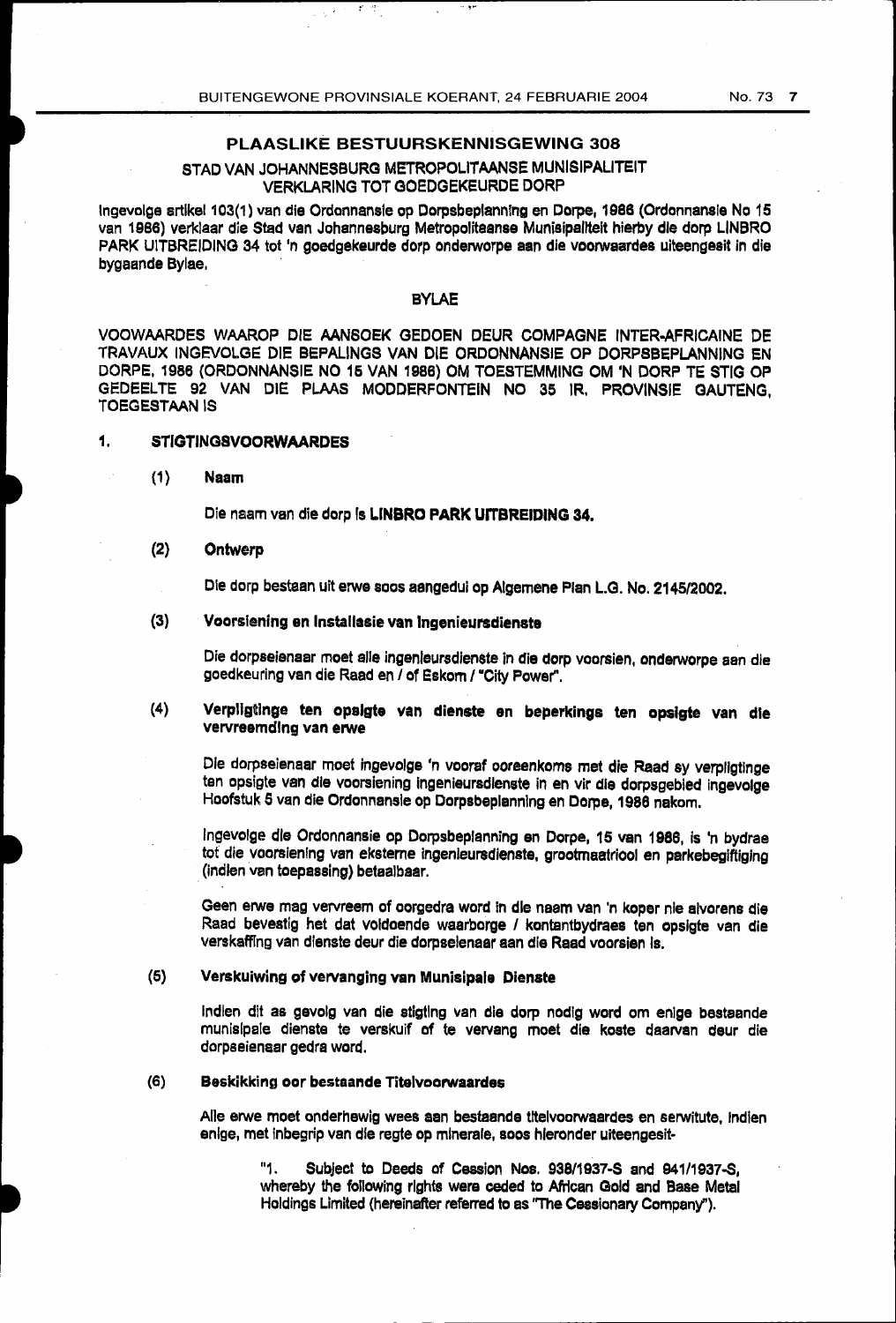## PLAASLIKE BESTUURSKENNISGEWING 308

### STAD VAN JOHANNESBURG METROPOLITAANSE MUNISIPALITEIT VERKLARING TOT GOEDGEKEURDE DORP

Ingevolge artikel 103(1) van die Ordonnansie op Dorpsbeplanning en Dorpe, 1986 (Ordonnansie No 15 van 1986) verklaar die Stad van Johannesburg Metropolitaanse Munisipaliteit hierby die dorp LINBRO PARK UITBREIDING 34 tot 'n goedgekeurde dorp onderworpe aan die voorwaardes uiteengesit in die bygaande Bylae.

### BYLAE

VOOWAARDES WAAROP DIE AANSOEK GEDOEN DEUR COMPAGNE INTER-AFRICAINE DE TRAVAUX INGEVOLGE DIE BEPALINGS VAN DIE ORDONNANSIE OP DORPSBEPLANNING EN DORPE, 1986 (ORDONNANSIE NO 15 VAN 1986) OM TOESTEMMING OM 'N DORP TE STIG OP GEDEELTE 92 VAN DIE PLAAS MODDERFONTEIN NO 35 IR, PROVINSIE GAUTENG, TOEGESTAAN IS

**1. STIGTINGSVOORWAARDES**

**(1) Naam**

Die naam van die dorp is **LINBRO PARK UITBREIDING 34.**

**(2) Ontwerp**

Die dorp bestaan uit erwe soos aangedui op Algemene Plan L.G. No. 2145/2002.

**(3) Voorsiening en Installasie van Ingenieursdienste**

Die dorpseienaar moet alle ingenieursdienste in die dorp voorsien, onderworpe aan die goedkeuring van die Raad en / of Eskom / "City Power".

**(4) Verpligtinge ten opsigte van dienste en beperkings ten opsigte van die vervreemding van erwe**

Die dorpseienaar moet ingevolge 'n vooraf ooreenkoms met die Raad sy verpligtinge ten opsigte van die voorsiening ingenieursdienste in en vir die dorpsgebied ingevolge Hoofstuk 5 van die Ordonnansie op Dorpsbeplanning en Dorpe, 1986 nakom.

Ingevolge die Ordonnansie op Dorpsbeplanning en Dorpe, 15 van 1986, is 'n bydrae tot die voorsiening van eksterne ingenieursdienste, grootmaatriool en parkebegiftiging (indien van toepassing) betaalbaar.

Geen erwe mag vervreem of oorgedra word in die naam van 'n koper nie alvorens die Raad bevestig het dat voldoende waarborge / kontantbydraes ten opsigte van die verskaffing van dienste deur die dorpseienaar aan die Raad voorsien is.

**(5) Verskuiwing of vervanging van Munisipale Dienste**

Indien dit as gevolg van die stigting van die dorp nodig word om enige bestaande munisipale dienste te verskuif of te vervang moet die koste daarvan deur die dorpseienaar gedra word.

**(6) Beskikking oor bestaande Titelvoorwaardes**

Alle erwe moet onderhewig wees aan bestaande titelvoorwaardes en serwitute, indien enige, met inbegrip van die regte op minerale, soos hieronder uiteengesit-

"1. Subject to Deeds of Cession Nos. 938/1937-S and 941/1937-S, whereby the following rights were ceded to African Gold and Base Metal Holdings Limited (hereinafter referred to as "The Cessionary Company").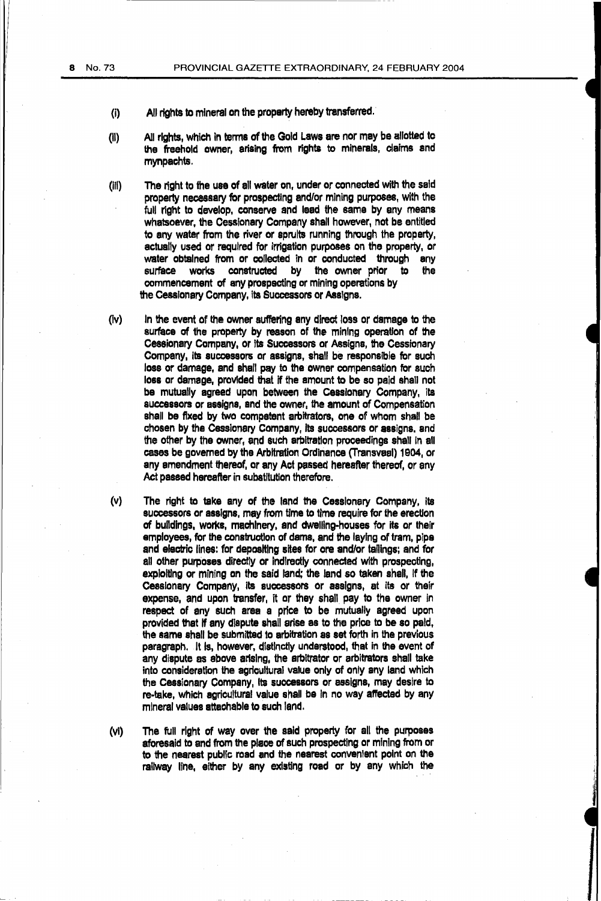(i) All rights to mineral on the property hereby transferred.

(ii) All rights, which in terms of the Gold Laws are nor may be allotted to the freehold owner, arising from rights to minerals, claims and mynpachts.

(iii) The right to the use of all water on, under or connected with the said property necessary for prospecting and/or mining purposes, with the full right to develop, conserve and lead the same by any means whatsoever, the Cessionary Company shall however, not be entitled to any water from the river or sprults running through the property, actually used or required for irrigation purposes on the property, or water obtained from or collected in or conducted through any surface works constructed by the owner prior to the commencement of any prospecting or mining operations by the Cessionary Company, its Successors or Assigns.

(iv) In the event of the owner suffering any direct loss or damage to the surface of the property by reason of the mining operation of the Cessionary Company, or its Successors or Assigns, the Cessionary Company, its successors or assigns, shall be responsible for such loss or damage, and shall pay to the owner compensation for such loss or damage, provided that if the amount to be so paid shall not be mutually agreed upon between the Cessionary Company, its successors or assigns, and the owner, the amount of Compensation shall be fixed by two competent arbitrators, one of whom shall be chosen by the Cessionary Company, its successors or assigns. and the other by the owner, and such arbitration proceedings shall in all cases be governed by the Arbitration Ordinance (Transvaal) 1904, or any amendment thereof, or any Act passed hereafter thereof, or any Act passed hereafter in substitution therefore.

(v) The right to take any of the land the Cessionary Company, its successors or assigns, may from time to time require for the erection of buildings, works, machinery, and dwelling-houses for its or their employees, for the construction of dams, and the laying of tram, pipe and electric lines: for depositing sites for ore and/or tailings; and for all other purposes directly or indirectly connected with prospecting, exploiting or mining on the said land; the land so taken shall, if the Cessionary Company, its successors or assigns, at its or their expense, and upon transfer, it or they shall pay to the owner in respect of any such area a price to be mutually agreed upon provided that if any dispute shall arise as to the price to be so paid, the same shall be submitted to arbitration as set forth in the previous paragraph. It is, however, distinctly understood, that in the event of any dispute as above arising, the arbitrator or arbitrators shall take into consideration the agricultural value only of only any land which the Cessionary Company, its successors or assigns, may desire to re-take, which agricultural value shall be in no way affected by any mineral values attachable to such land.

(vi) The full right of way over the said property for all the purposes aforesaid to and from the place of such prospecting or mining from or to the nearest public road and the nearest convenient point on the railway line, either by any existing road or by any which the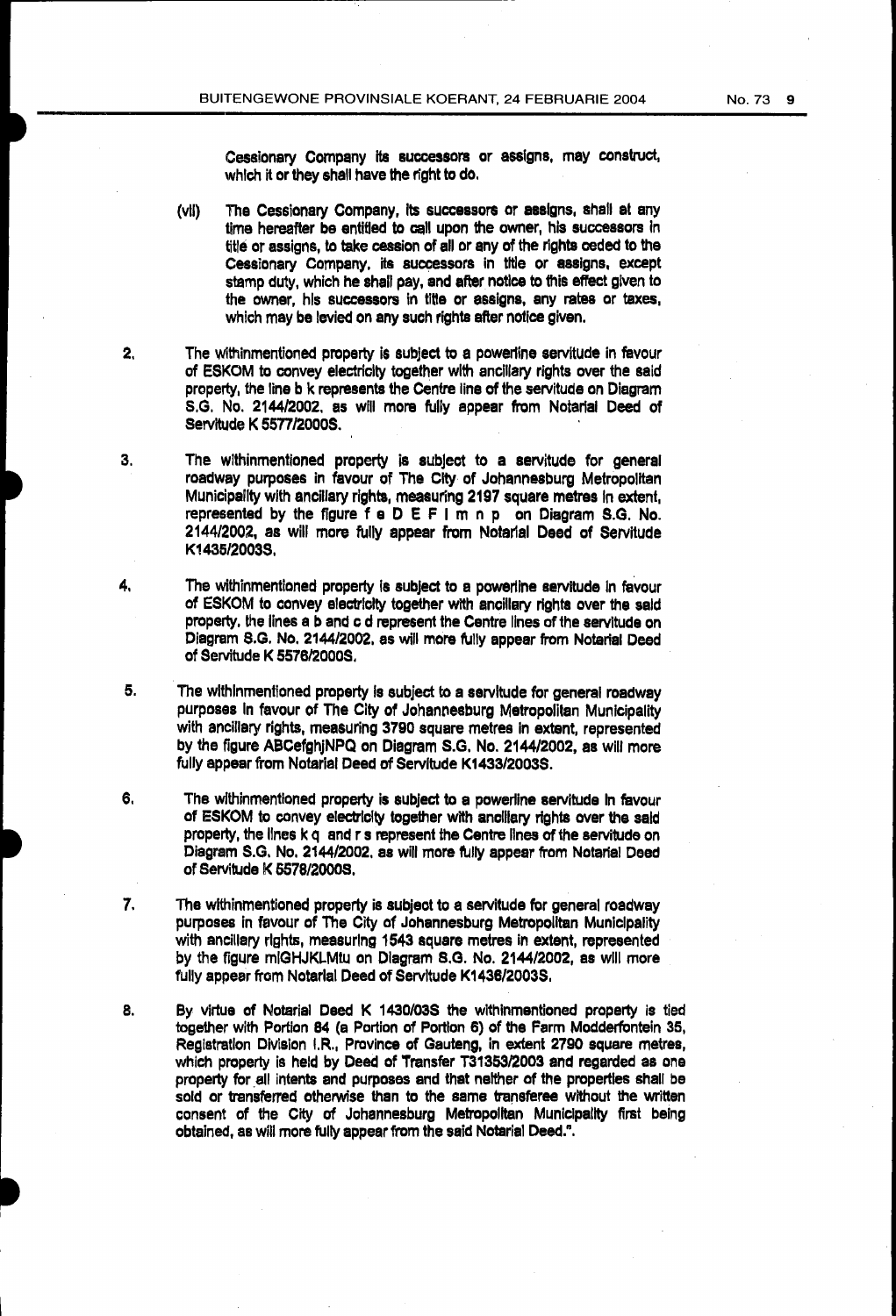Cessionary Company its successors or assigns, may construct, which it or they shall have the right to do.

(vii) The Cessionary Company, its successors or assigns, shall at any time hereafter be entitled to call upon the owner, his successors in title or assigns, to take cession of all or any of the rights ceded to the Cessionary Company, its successors in title or assigns, except stamp duty, which he shall pay, and after notice to this effect given to the owner, his successors in title or assigns, any rates or taxes, which may be levied on any such rights after notice given.

2. The withinmentioned property is subject to a powerline servitude in favour of ESKOM to convey electricity together with ancillary rights over the said property, the line b k represents the Centre line of the servitude on Diagram S.G. No. 2144/2002, as will more fully appear from Notarial Deed of Servitude K 5577/2000S.

3. The withinmentioned property is subject to a servitude for general roadway purposes in favour of The City of Johannesburg Metropolitan Municipality with ancillary rights, measuring 2197 square metres in extent, represented by the figure f e D E F I m n p on Diagram S.G. No. 2144/2002, as will more fully appear from Notarial Deed of Servitude K1435/2003S.

4. The withinmentioned property is subject to a powerline servitude in favour of ESKOM to convey electricity together with ancillary rights over the said property, the lines a b and c d represent the Centre lines of the servitude on Diagram S.G. No. 2144/2002, as will more fully appear from Notarial Deed of Servitude K 5576/2000S.

5. The withinmentioned property is subject to a servitude for general roadway purposes in favour of The City of Johannesburg Metropolitan Municipality with ancillary rights, measuring 3790 square metres in extent, represented by the figure ABCefghjNPQ on Diagram S.G. No. 2144/2002, as will more fully appear from Notarial Deed of Servitude K1433/2003S.

6. The withinmentioned property is subject to a powerline servitude in favour of ESKOM to convey electricity together with ancillary rights over the said property, the lines k q and r s represent the Centre lines of the servitude on Diagram S.G. No. 2144/2002, as will more fully appear from Notarial Deed of Servitude K 5578/2000S.

7. The withinmentioned property is subject to a servitude for general roadway purposes in favour of The City of Johannesburg Metropolitan Municipality with ancillary rights, measuring 1543 square metres in extent, represented by the figure mlGHJKLMtu on Diagram S.G. No. 2144/2002, as will more fully appear from Notarial Deed of Servitude K1436/2003S.

8. By virtue of Notarial Deed K 1430/03S the withinmentioned property is tied together with Portion 84 (a Portion of Portion 6) of the Farm Modderfontein 35, Registration Division I.R., Province of Gauteng, in extent 2790 square metres, which property is held by Deed of Transfer T31353/2003 and regarded as one property for all intents and purposes and that neither of the properties shall be sold or transferred otherwise than to the same transferee without the written consent of the City of Johannesburg Metropolitan Municipality first being obtained, as will more fully appear from the said Notarial Deed.".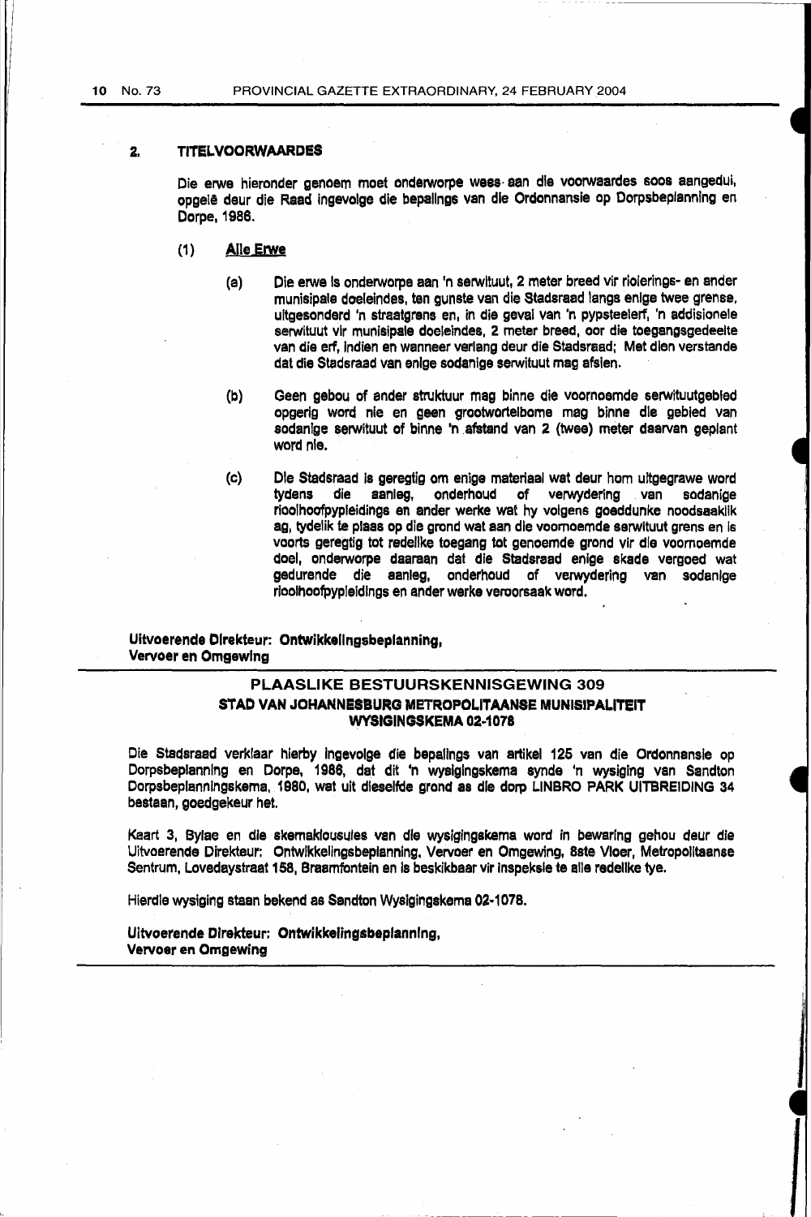## 2. TITELVOORWAARDES

Die erwe hieronder genoem moet onderworpe wees aan die voorwaardes soos aangedui, opgelê deur die Raad ingevolge die bepalings van die Ordonnansie op Dorpsbeplanning en Dorpe, 1986.

(1) **Alle Erwe**

(a) Die erwe is onderworpe aan 'n serwituut, 2 meter breed vir riolerings- en ander munisipale doeleindes, ten gunste van die Stadsraad langs enige twee grense, uitgesonderd 'n straatgrens en, in die geval van 'n pypsteelerf, 'n addisionele serwituut vir munisipale doeleindes, 2 meter breed, oor die toegangsgedeelte van die erf, indien en wanneer verlang deur die Stadsraad; Met dien verstande dat die Stadsraad van enige sodanige serwituut mag afsien.

(b) Geen gebou of ander struktuur mag binne die voornoemde serwituutgebied opgerig word nie en geen grootwortelbome mag binne die gebied van sodanige serwituut of binne 'n afstand van 2 (twee) meter daarvan geplant word nie.

(c) Die Stadsraad is geregtig om enige materiaal wat deur hom uitgegrawe word tydens die aanleg, onderhoud of verwydering van sodanige rioolhoofpypleidings en ander werke wat hy volgens goeddunke noodsaaklik ag, tydelik te plaas op die grond wat aan die voornoemde serwituut grens en is voorts geregtig tot redelike toegang tot genoemde grond vir die voornoemde doel, onderworpe daaraan dat die Stadsraad enige skade vergoed wat gedurende die aanleg, onderhoud of verwydering van sodanige rioolhoofpypleidings en ander werke veroorsaak word.

**Uitvoerende Direkteur: Ontwikkelingsbeplanning, Vervoer en Omgewing**

---

### PLAASLIKE BESTUURSKENNISGEWING 309

### STAD VAN JOHANNESBURG METROPOLITAANSE MUNISIPALITEIT

### WYSIGINGSKEMA 02-1078

Die Stadsraad verklaar hierby ingevolge die bepalings van artikel 125 van die Ordonnansie op Dorpsbeplanning en Dorpe, 1986, dat dit 'n wysigingskema synde 'n wysiging van Sandton Dorpsbeplanningskema, 1980, wat uit dieselfde grond as die dorp LINBRO PARK UITBREIDING 34 bestaan, goedgekeur het.

Kaart 3, Bylae en die skemaklousules van die wysigingskema word in bewaring gehou deur die Uitvoerende Direkteur: Ontwikkelingsbeplanning, Vervoer en Omgewing, 8ste Vloer, Metropolitaanse Sentrum, Lovedaystraat 158, Braamfontein en is beskikbaar vir inspeksie te alle redelike tye.

Hierdie wysiging staan bekend as Sandton Wysigingskema 02-1078.

**Uitvoerende Direkteur: Ontwikkelingsbeplanning, Vervoer en Omgewing**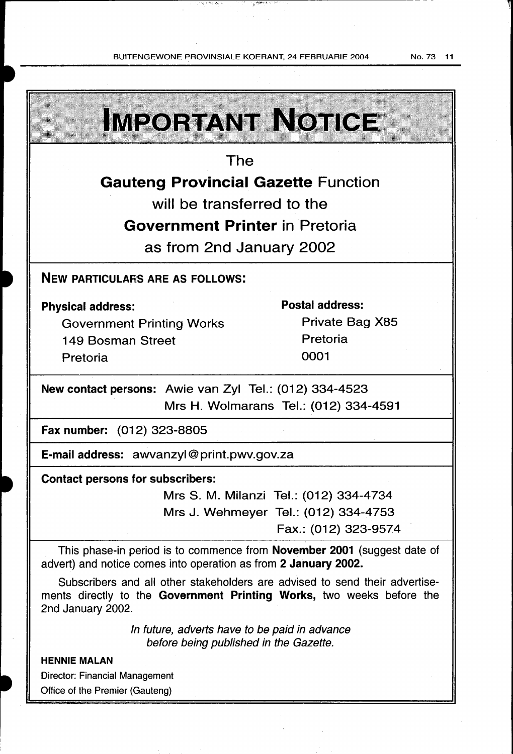# IMPORTANT NOTICE

The

**Gauteng Provincial Gazette** Function

will be transferred to the

**Government Printer** in Pretoria

as from 2nd January 2002

## NEW PARTICULARS ARE AS FOLLOWS:

**Physical address:**

Government Printing Works
149 Bosman Street
Pretoria

**Postal address:**

Private Bag X85
Pretoria
0001

**New contact persons:** Awie van Zyl Tel.: (012) 334-4523
Mrs H. Wolmarans Tel.: (012) 334-4591

**Fax number:** (012) 323-8805

**E-mail address:** awvanzyl@print.pwv.gov.za

**Contact persons for subscribers:**
Mrs S. M. Milanzi Tel.: (012) 334-4734
Mrs J. Wehmeyer Tel.: (012) 334-4753
Fax.: (012) 323-9574

This phase-in period is to commence from **November 2001** (suggest date of advert) and notice comes into operation as from **2 January 2002.**

Subscribers and all other stakeholders are advised to send their advertisements directly to the **Government Printing Works,** two weeks before the 2nd January 2002.

*In future, adverts have to be paid in advance before being published in the Gazette.*

**HENNIE MALAN**
Director: Financial Management
Office of the Premier (Gauteng)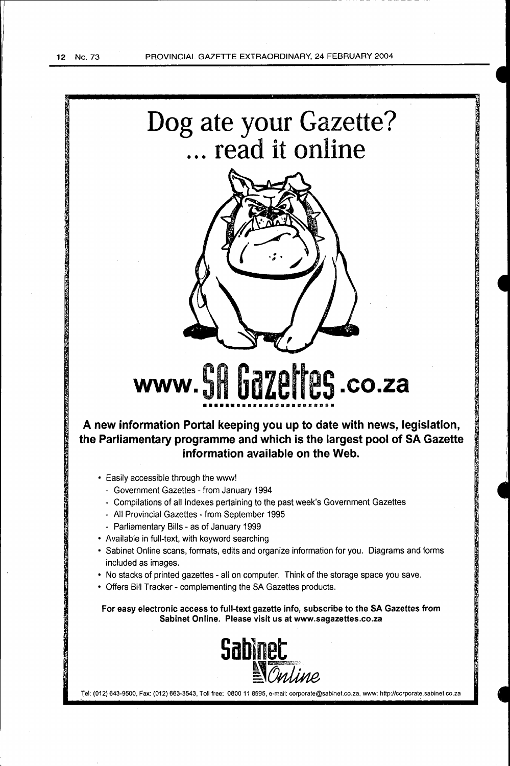# Dog ate your Gazette?
# ... read it online

# www.SA Gazettes.co.za

**A new information Portal keeping you up to date with news, legislation, the Parliamentary programme and which is the largest pool of SA Gazette information available on the Web.**

- Easily accessible through the www!
  - Government Gazettes - from January 1994
  - Compilations of all Indexes pertaining to the past week's Government Gazettes
  - All Provincial Gazettes - from September 1995
  - Parliamentary Bills - as of January 1999
- Available in full-text, with keyword searching
- Sabinet Online scans, formats, edits and organize information for you. Diagrams and forms included as images.
- No stacks of printed gazettes - all on computer. Think of the storage space you save.
- Offers Bill Tracker - complementing the SA Gazettes products.

**For easy electronic access to full-text gazette info, subscribe to the SA Gazettes from Sabinet Online. Please visit us at www.sagazettes.co.za**

Sabinet Online

Tel: (012) 643-9500, Fax: (012) 663-3543, Toll free: 0800 11 8595, e-mail: corporate@sabinet.co.za, www: http://corporate.sabinet.co.za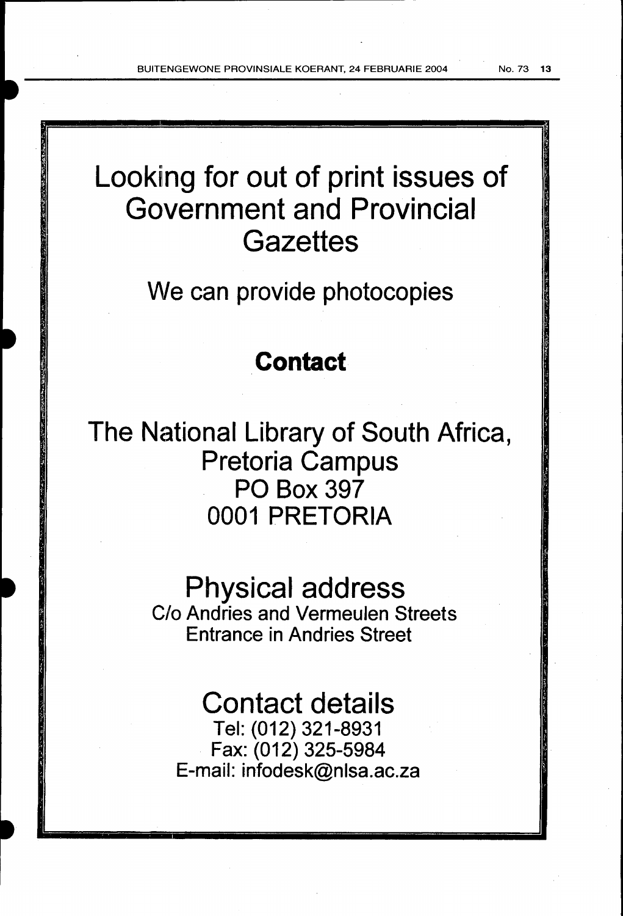# Looking for out of print issues of Government and Provincial Gazettes

We can provide photocopies

## Contact

The National Library of South Africa,
Pretoria Campus
PO Box 397
0001 PRETORIA

## Physical address

C/o Andries and Vermeulen Streets
Entrance in Andries Street

## Contact details

Tel: (012) 321-8931
Fax: (012) 325-5984
E-mail: infodesk@nlsa.ac.za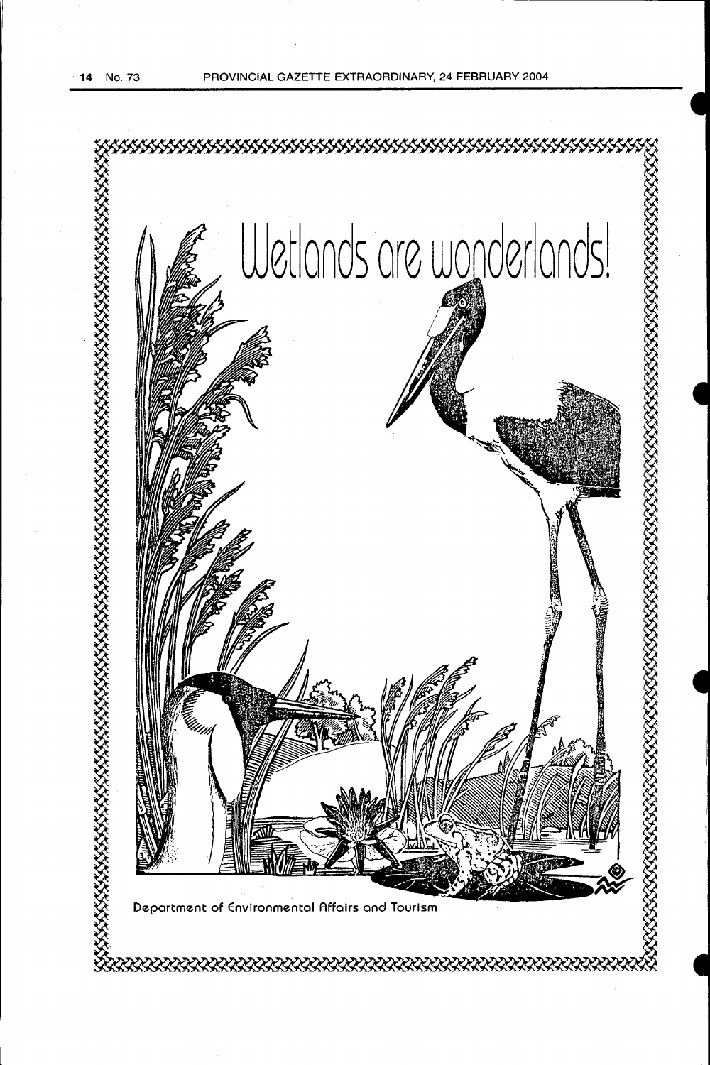# Wetlands are wonderlands!

Department of Environmental Affairs and Tourism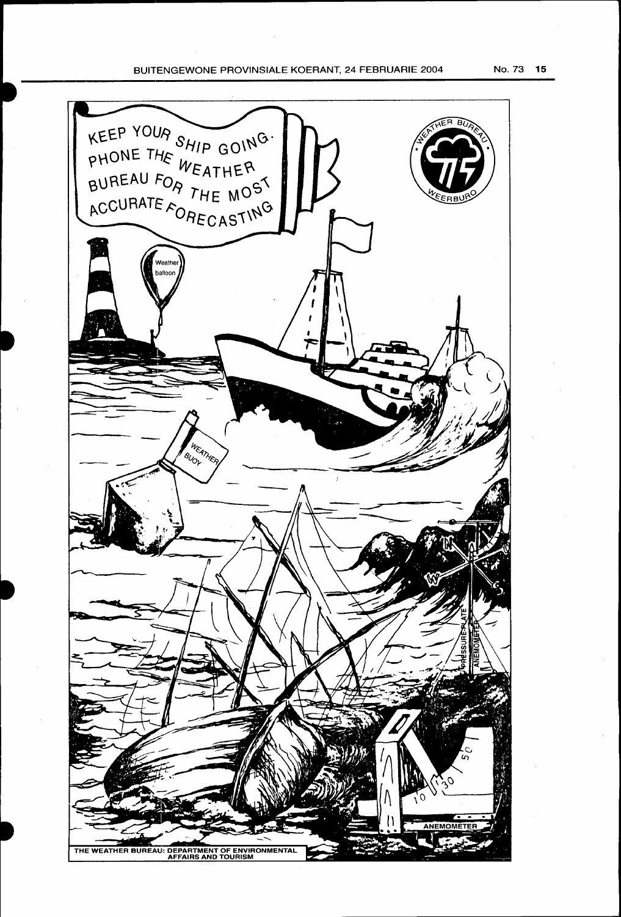KEEP YOUR SHIP GOING. PHONE THE WEATHER BUREAU FOR THE MOST ACCURATE FORECASTING

WEATHER BUREAU · WEERBURO

Weather balloon

WEATHER BUOY

PRESSURE-PLATE ANEMOMETER

ANEMOMETER

THE WEATHER BUREAU: DEPARTMENT OF ENVIRONMENTAL AFFAIRS AND TOURISM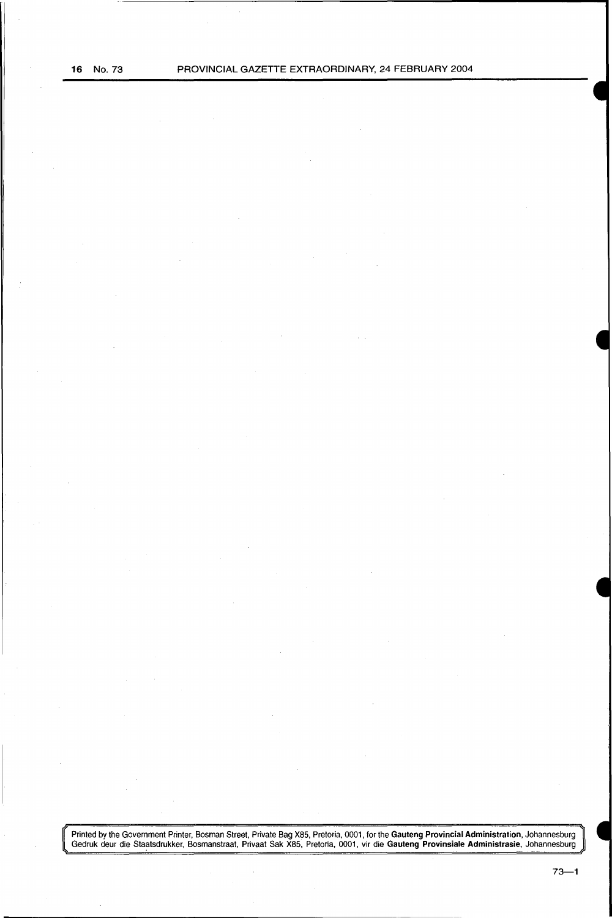Printed by the Government Printer, Bosman Street, Private Bag X85, Pretoria, 0001, for the **Gauteng Provincial Administration**, Johannesburg
Gedruk deur die Staatsdrukker, Bosmanstraat, Privaat Sak X85, Pretoria, 0001, vir die **Gauteng Provinsiale Administrasie**, Johannesburg

73—1